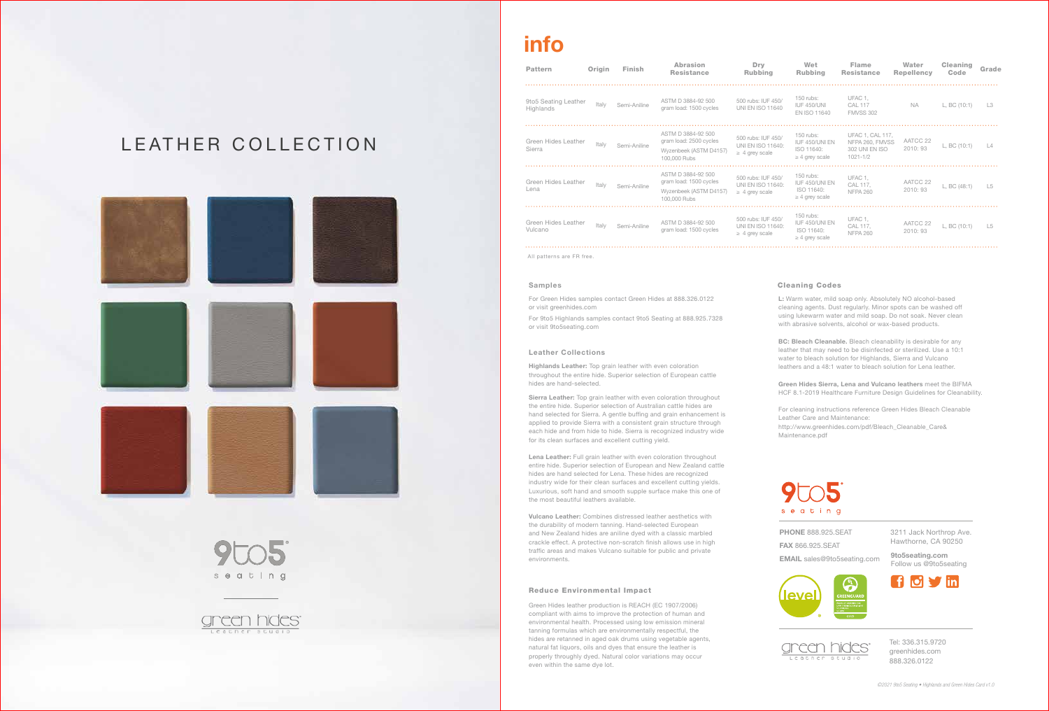# LEATHER COLLECTION

9to5 seating

green hides leather studio

# info

| Pattern | Origin | Finish | Abrasion Resistance | Dry Rubbing | Wet Rubbing | Flame Resistance | Water Repellency | Cleaning Code | Grade |
|---|---|---|---|---|---|---|---|---|---|
| 9to5 Seating Leather Highlands | Italy | Semi-Aniline | ASTM D 3884-92 500 gram load: 1500 cycles | 500 rubs: IUF 450/ UNI EN ISO 11640 | 150 rubs: IUF 450/UNI EN ISO 11640 | UFAC 1, CAL 117 FMVSS 302 | NA | L, BC (10:1) | L3 |
| Green Hides Leather Sierra | Italy | Semi-Aniline | ASTM D 3884-92 500 gram load: 2500 cycles Wyzenbeek (ASTM D4157) 100,000 Rubs | 500 rubs: IUF 450/ UNI EN ISO 11640: ≥ 4 grey scale | 150 rubs: IUF 450/UNI EN ISO 11640: ≥ 4 grey scale | UFAC 1, CAL 117, NFPA 260, FMVSS 302 UNI EN ISO 1021-1/2 | AATCC 22 2010: 93 | L, BC (10:1) | L4 |
| Green Hides Leather Lena | Italy | Semi-Aniline | ASTM D 3884-92 500 gram load: 1500 cycles Wyzenbeek (ASTM D4157) 100,000 Rubs | 500 rubs: IUF 450/ UNI EN ISO 11640: ≥ 4 grey scale | 150 rubs: IUF 450/UNI EN ISO 11640: ≥ 4 grey scale | UFAC 1, CAL 117, NFPA 260 | AATCC 22 2010: 93 | L, BC (48:1) | L5 |
| Green Hides Leather Vulcano | Italy | Semi-Aniline | ASTM D 3884-92 500 gram load: 1500 cycles | 500 rubs: IUF 450/ UNI EN ISO 11640: ≥ 4 grey scale | 150 rubs: IUF 450/UNI EN ISO 11640: ≥ 4 grey scale | UFAC 1, CAL 117, NFPA 260 | AATCC 22 2010: 93 | L, BC (10:1) | L5 |

All patterns are FR free.

### Samples

For Green Hides samples contact Green Hides at 888.326.0122 or visit greenhides.com

For 9to5 Highlands samples contact 9to5 Seating at 888.925.7328 or visit 9to5seating.com

### Leather Collections

**Highlands Leather:** Top grain leather with even coloration throughout the entire hide. Superior selection of European cattle hides are hand-selected.

**Sierra Leather:** Top grain leather with even coloration throughout the entire hide. Superior selection of Australian cattle hides are hand selected for Sierra. A gentle buffing and grain enhancement is applied to provide Sierra with a consistent grain structure through each hide and from hide to hide. Sierra is recognized industry wide for its clean surfaces and excellent cutting yield.

**Lena Leather:** Full grain leather with even coloration throughout entire hide. Superior selection of European and New Zealand cattle hides are hand selected for Lena. These hides are recognized industry wide for their clean surfaces and excellent cutting yields. Luxurious, soft hand and smooth supple surface make this one of the most beautiful leathers available.

**Vulcano Leather:** Combines distressed leather aesthetics with the durability of modern tanning. Hand-selected European and New Zealand hides are aniline dyed with a classic marbled crackle effect. A protective non-scratch finish allows use in high traffic areas and makes Vulcano suitable for public and private environments.

### Reduce Environmental Impact

Green Hides leather production is REACH (EC 1907/2006) compliant with aims to improve the protection of human and environmental health. Processed using low emission mineral tanning formulas which are environmentally respectful, the hides are retanned in aged oak drums using vegetable agents, natural fat liquors, oils and dyes that ensure the leather is properly throughly dyed. Natural color variations may occur even within the same dye lot.

### Cleaning Codes

**L:** Warm water, mild soap only. Absolutely NO alcohol-based cleaning agents. Dust regularly. Minor spots can be washed off using lukewarm water and mild soap. Do not soak. Never clean with abrasive solvents, alcohol or wax-based products.

**BC: Bleach Cleanable.** Bleach cleanability is desirable for any leather that may need to be disinfected or sterilized. Use a 10:1 water to bleach solution for Highlands, Sierra and Vulcano leathers and a 48:1 water to bleach solution for Lena leather.

**Green Hides Sierra, Lena and Vulcano leathers** meet the BIFMA HCF 8.1-2019 Healthcare Furniture Design Guidelines for Cleanability.

For cleaning instructions reference Green Hides Bleach Cleanable Leather Care and Maintenance:
http://www.greenhides.com/pdf/Bleach_Cleanable_Care&Maintenance.pdf

9to5 seating

**PHONE** 888.925.SEAT
**FAX** 866.925.SEAT
**EMAIL** sales@9to5seating.com

3211 Jack Northrop Ave.
Hawthorne, CA 90250

**9to5seating.com**
Follow us @9to5seating

green hides leather studio

Tel: 336.315.9720
greenhides.com
888.326.0122

©2021 9to5 Seating • Highlands and Green Hides Card v1.0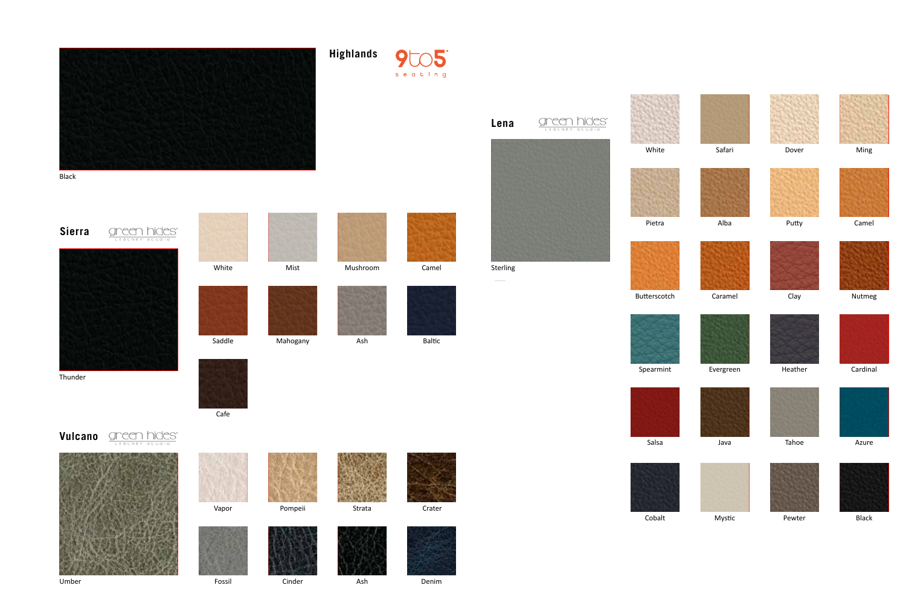## Highlands

9to5 seating

Black

## Sierra

green hides leather studio

Thunder

White

Mist

Mushroom

Camel

Saddle

Mahogany

Ash

Baltic

Cafe

## Vulcano

green hides leather studio

Umber

Vapor

Pompeii

Strata

Crater

Fossil

Cinder

Ash

Denim

## Lena

green hides leather studio

Sterling

White

Safari

Dover

Ming

Pietra

Alba

Putty

Camel

Butterscotch

Caramel

Clay

Nutmeg

Spearmint

Evergreen

Heather

Cardinal

Salsa

Java

Tahoe

Azure

Cobalt

Mystic

Pewter

Black